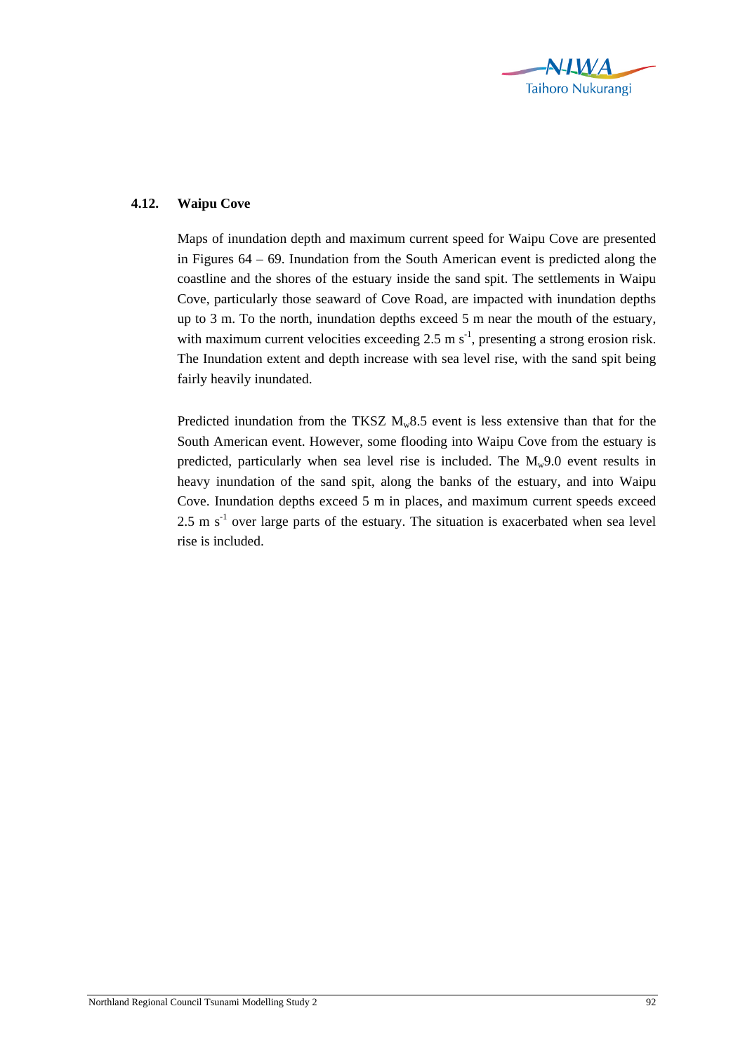## 4.12. Waipu Cove

Maps of inundation depth and maximum current speed for Waipu Cove are presented in Figures 64 – 69. Inundation from the South American event is predicted along the coastline and the shores of the estuary inside the sand spit. The settlements in Waipu Cove, particularly those seaward of Cove Road, are impacted with inundation depths up to 3 m. To the north, inundation depths exceed 5 m near the mouth of the estuary, with maximum current velocities exceeding 2.5 m $s^{-1}$, presenting a strong erosion risk. The Inundation extent and depth increase with sea level rise, with the sand spit being fairly heavily inundated.

Predicted inundation from the TKSZ $M_w$8.5 event is less extensive than that for the South American event. However, some flooding into Waipu Cove from the estuary is predicted, particularly when sea level rise is included. The $M_w$9.0 event results in heavy inundation of the sand spit, along the banks of the estuary, and into Waipu Cove. Inundation depths exceed 5 m in places, and maximum current speeds exceed 2.5 m $s^{-1}$ over large parts of the estuary. The situation is exacerbated when sea level rise is included.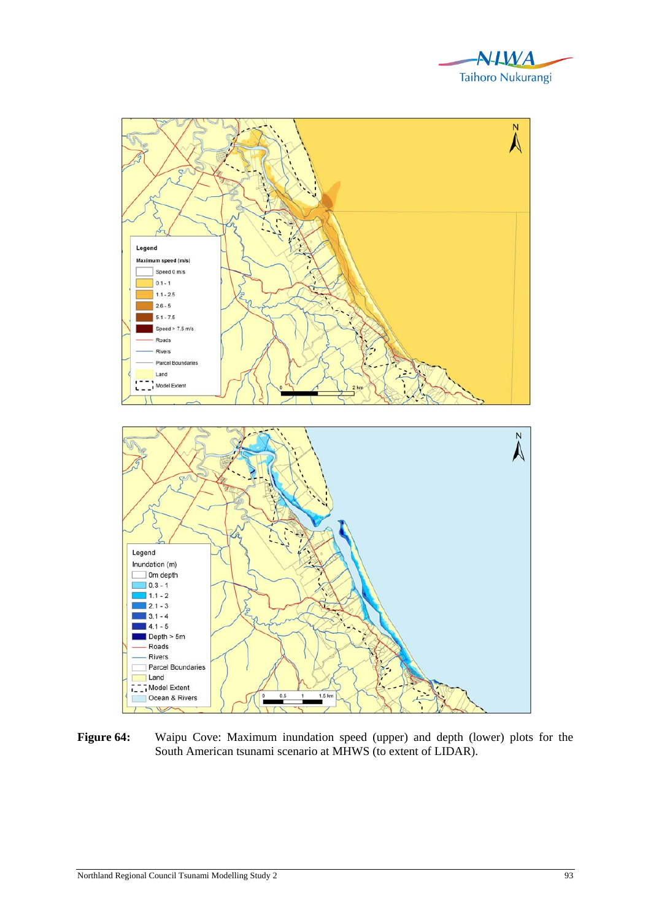**Figure 64:** Waipu Cove: Maximum inundation speed (upper) and depth (lower) plots for the South American tsunami scenario at MHWS (to extent of LIDAR).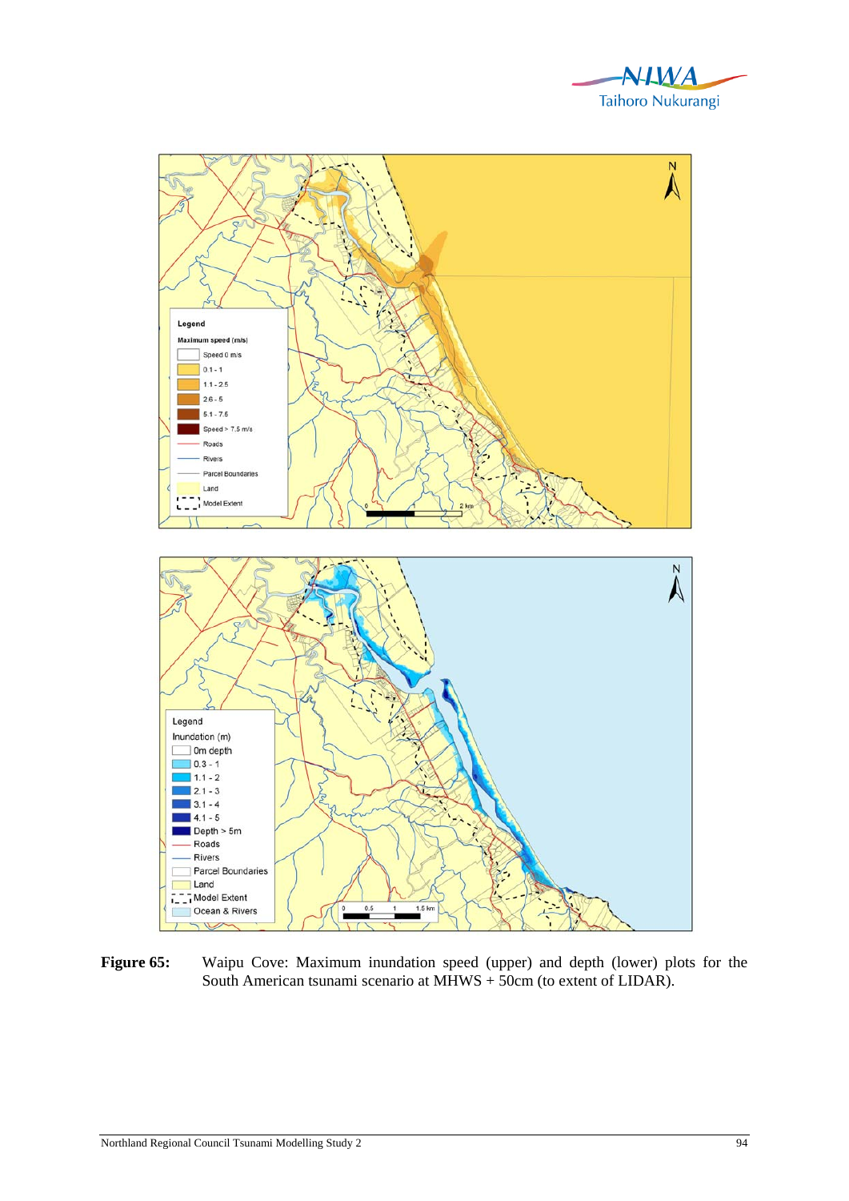**Figure 65:** Waipu Cove: Maximum inundation speed (upper) and depth (lower) plots for the South American tsunami scenario at MHWS + 50cm (to extent of LIDAR).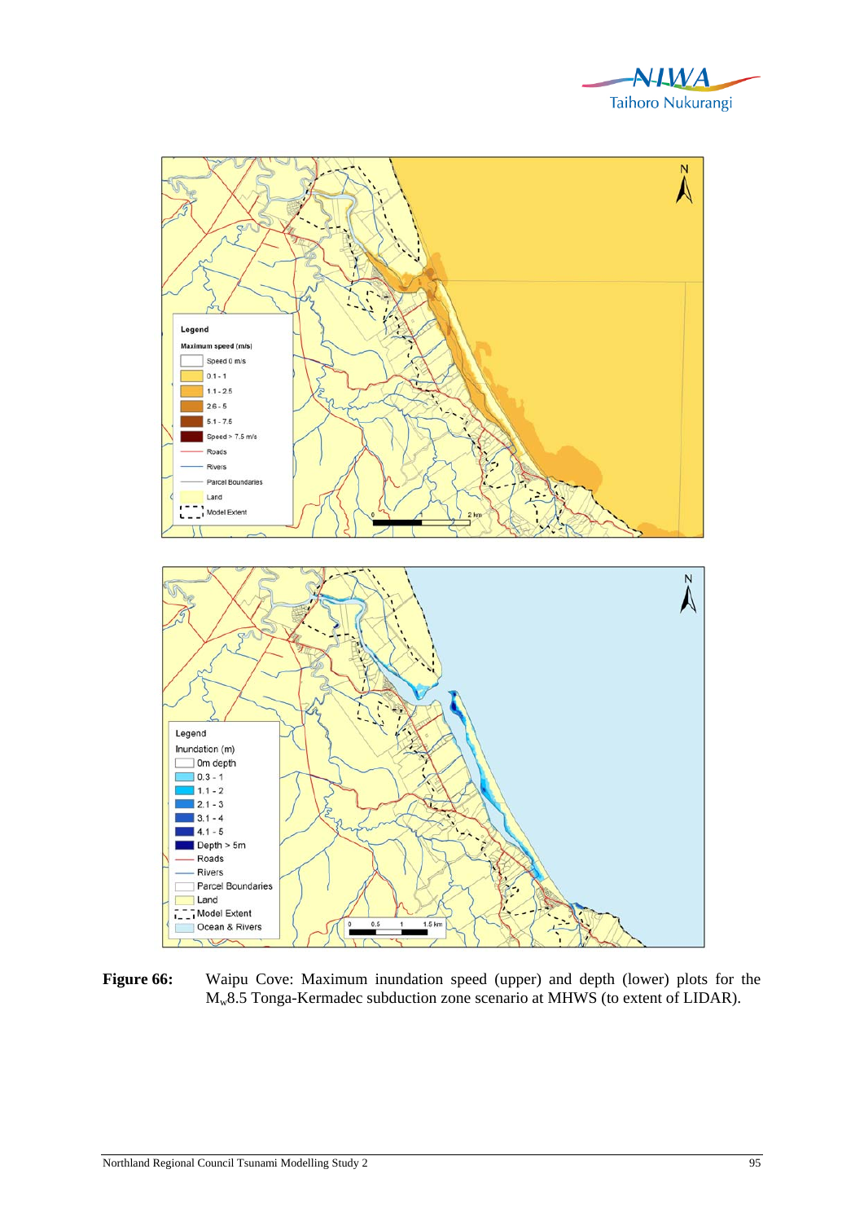**Figure 66:** Waipu Cove: Maximum inundation speed (upper) and depth (lower) plots for the $M_w$8.5 Tonga-Kermadec subduction zone scenario at MHWS (to extent of LIDAR).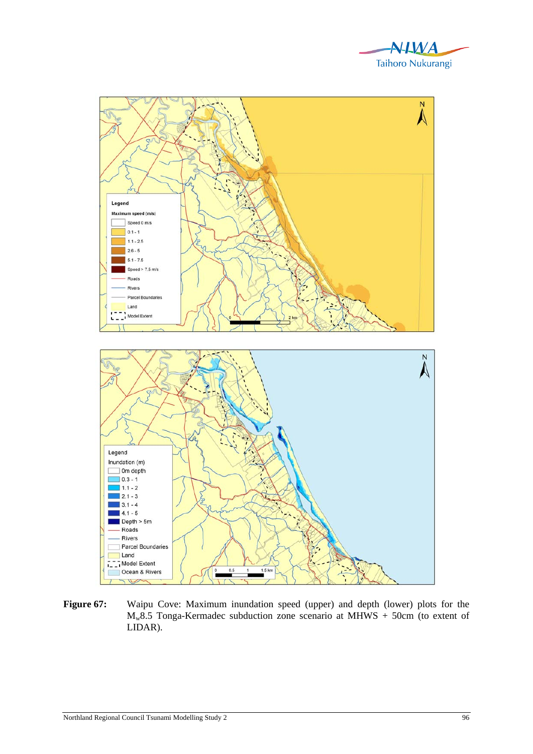**Figure 67:** Waipu Cove: Maximum inundation speed (upper) and depth (lower) plots for the $M_w$8.5 Tonga-Kermadec subduction zone scenario at MHWS + 50cm (to extent of LIDAR).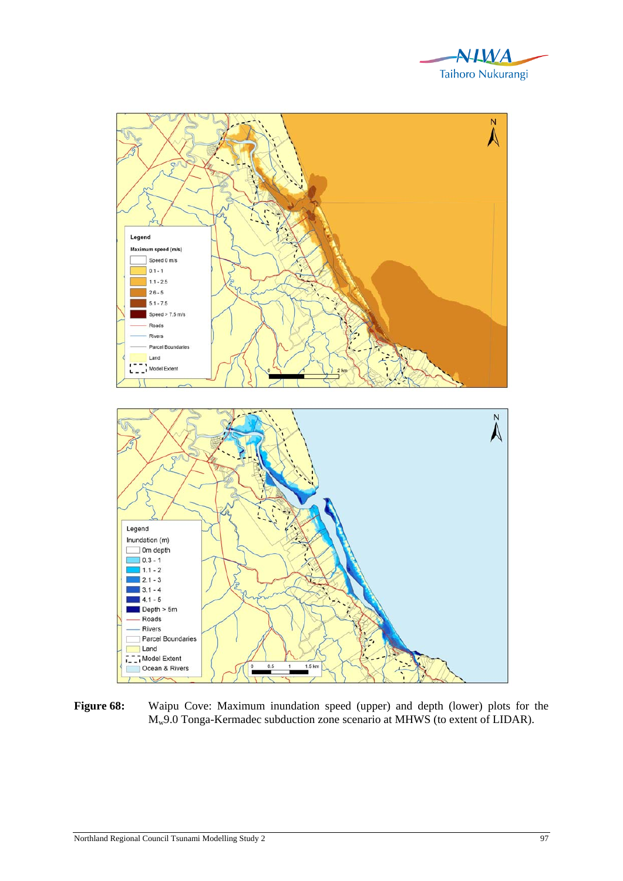**Figure 68:** Waipu Cove: Maximum inundation speed (upper) and depth (lower) plots for the $M_w$9.0 Tonga-Kermadec subduction zone scenario at MHWS (to extent of LIDAR).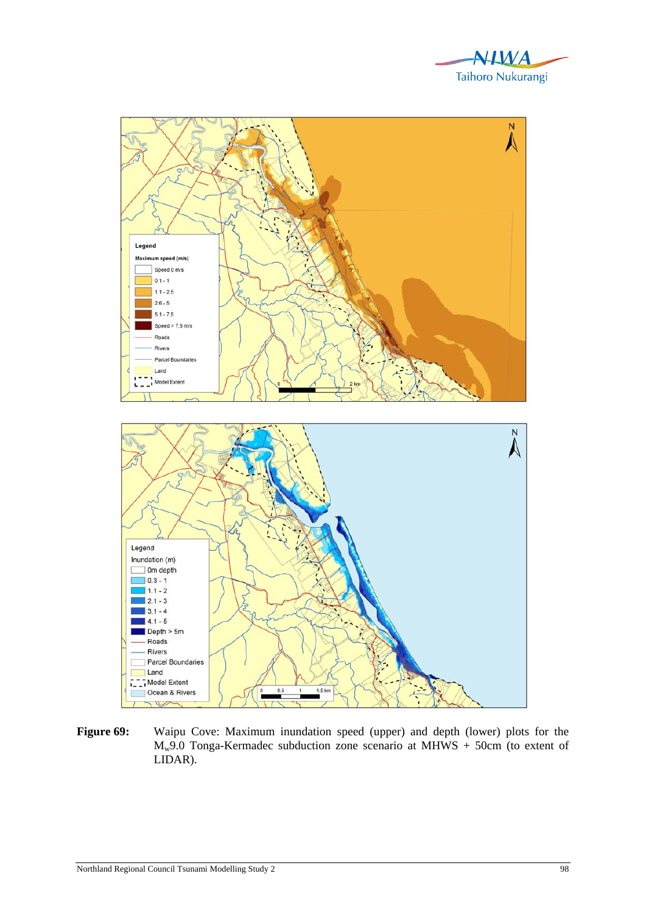Legend

Maximum speed (m/s)

Speed 0 m/s

0.1 - 1

1.1 - 2.5

2.6 - 5

5.1 - 7.5

Speed > 7.5 m/s

Roads

Rivers

Parcel Boundaries

Land

Model Extent

0

2 km

N

Legend

Inundation (m)

0m depth

0.3 - 1

1.1 - 2

2.1 - 3

3.1 - 4

4.1 - 5

Depth > 5m

Roads

Rivers

Parcel Boundaries

Land

Model Extent

Ocean & Rivers

0 0.5 1 1.5 km

N

**Figure 69:** Waipu Cove: Maximum inundation speed (upper) and depth (lower) plots for the $M_w$9.0 Tonga-Kermadec subduction zone scenario at MHWS + 50cm (to extent of LIDAR).